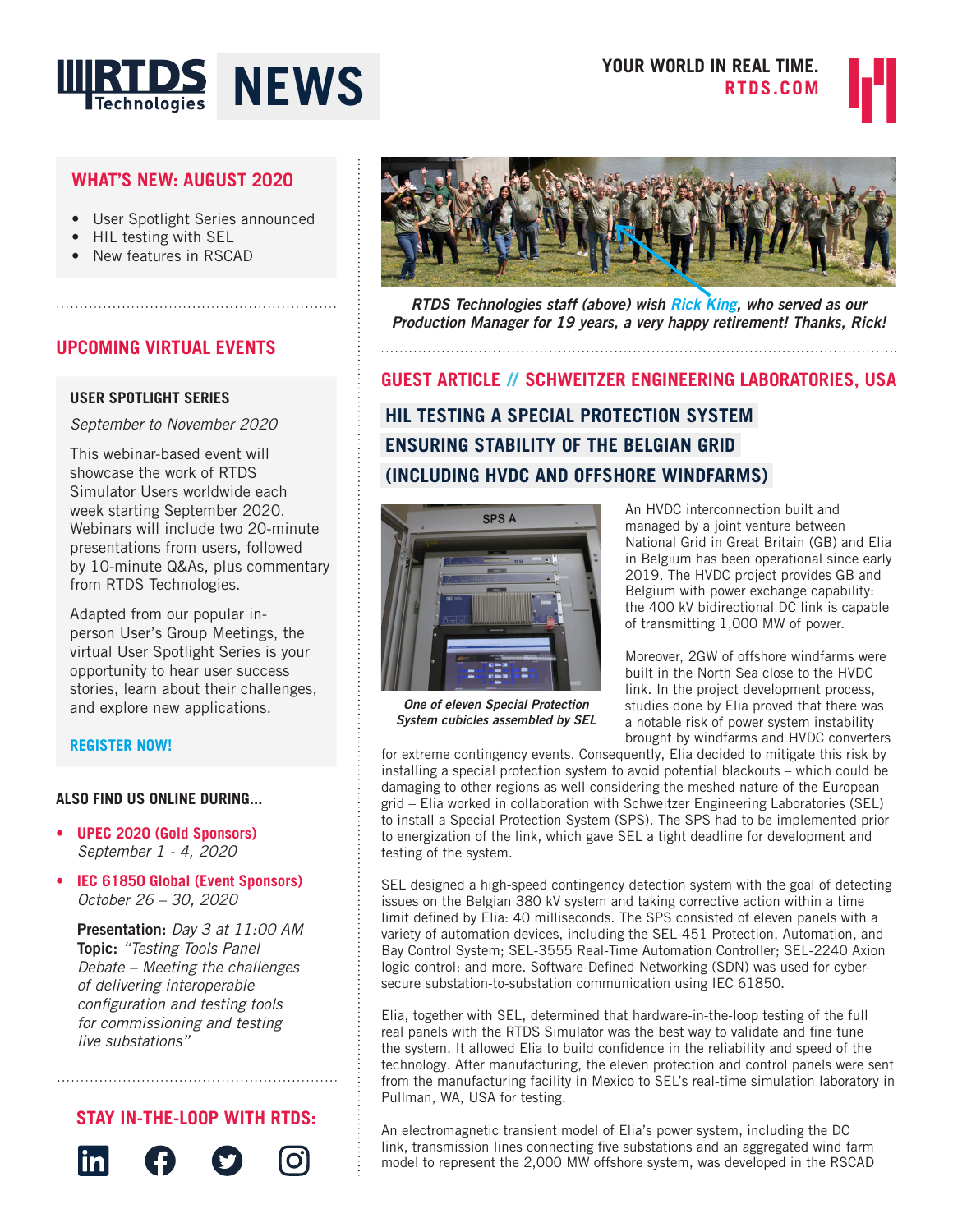# RTDS Technologies NEWS

YOUR WORLD IN REAL TIME.
RTDS.COM

## WHAT'S NEW: AUGUST 2020

- User Spotlight Series announced
- HIL testing with SEL
- New features in RSCAD

## UPCOMING VIRTUAL EVENTS

### USER SPOTLIGHT SERIES

*September to November 2020*

This webinar-based event will showcase the work of RTDS Simulator Users worldwide each week starting September 2020. Webinars will include two 20-minute presentations from users, followed by 10-minute Q&As, plus commentary from RTDS Technologies.

Adapted from our popular in-person User's Group Meetings, the virtual User Spotlight Series is your opportunity to hear user success stories, learn about their challenges, and explore new applications.

**REGISTER NOW!**

### ALSO FIND US ONLINE DURING...

- **UPEC 2020 (Gold Sponsors)**
  *September 1 - 4, 2020*
- **IEC 61850 Global (Event Sponsors)**
  *October 26 – 30, 2020*

  **Presentation:** *Day 3 at 11:00 AM*
  **Topic:** *"Testing Tools Panel Debate – Meeting the challenges of delivering interoperable configuration and testing tools for commissioning and testing live substations"*

## STAY IN-THE-LOOP WITH RTDS:

*RTDS Technologies staff (above) wish Rick King, who served as our Production Manager for 19 years, a very happy retirement! Thanks, Rick!*

## GUEST ARTICLE // SCHWEITZER ENGINEERING LABORATORIES, USA

### HIL TESTING A SPECIAL PROTECTION SYSTEM ENSURING STABILITY OF THE BELGIAN GRID (INCLUDING HVDC AND OFFSHORE WINDFARMS)

*One of eleven Special Protection System cubicles assembled by SEL*

An HVDC interconnection built and managed by a joint venture between National Grid in Great Britain (GB) and Elia in Belgium has been operational since early 2019. The HVDC project provides GB and Belgium with power exchange capability: the 400 kV bidirectional DC link is capable of transmitting 1,000 MW of power.

Moreover, 2GW of offshore windfarms were built in the North Sea close to the HVDC link. In the project development process, studies done by Elia proved that there was a notable risk of power system instability brought by windfarms and HVDC converters for extreme contingency events. Consequently, Elia decided to mitigate this risk by installing a special protection system to avoid potential blackouts – which could be damaging to other regions as well considering the meshed nature of the European grid – Elia worked in collaboration with Schweitzer Engineering Laboratories (SEL) to install a Special Protection System (SPS). The SPS had to be implemented prior to energization of the link, which gave SEL a tight deadline for development and testing of the system.

SEL designed a high-speed contingency detection system with the goal of detecting issues on the Belgian 380 kV system and taking corrective action within a time limit defined by Elia: 40 milliseconds. The SPS consisted of eleven panels with a variety of automation devices, including the SEL-451 Protection, Automation, and Bay Control System; SEL-3555 Real-Time Automation Controller; SEL-2240 Axion logic control; and more. Software-Defined Networking (SDN) was used for cyber-secure substation-to-substation communication using IEC 61850.

Elia, together with SEL, determined that hardware-in-the-loop testing of the full real panels with the RTDS Simulator was the best way to validate and fine tune the system. It allowed Elia to build confidence in the reliability and speed of the technology. After manufacturing, the eleven protection and control panels were sent from the manufacturing facility in Mexico to SEL's real-time simulation laboratory in Pullman, WA, USA for testing.

An electromagnetic transient model of Elia's power system, including the DC link, transmission lines connecting five substations and an aggregated wind farm model to represent the 2,000 MW offshore system, was developed in the RSCAD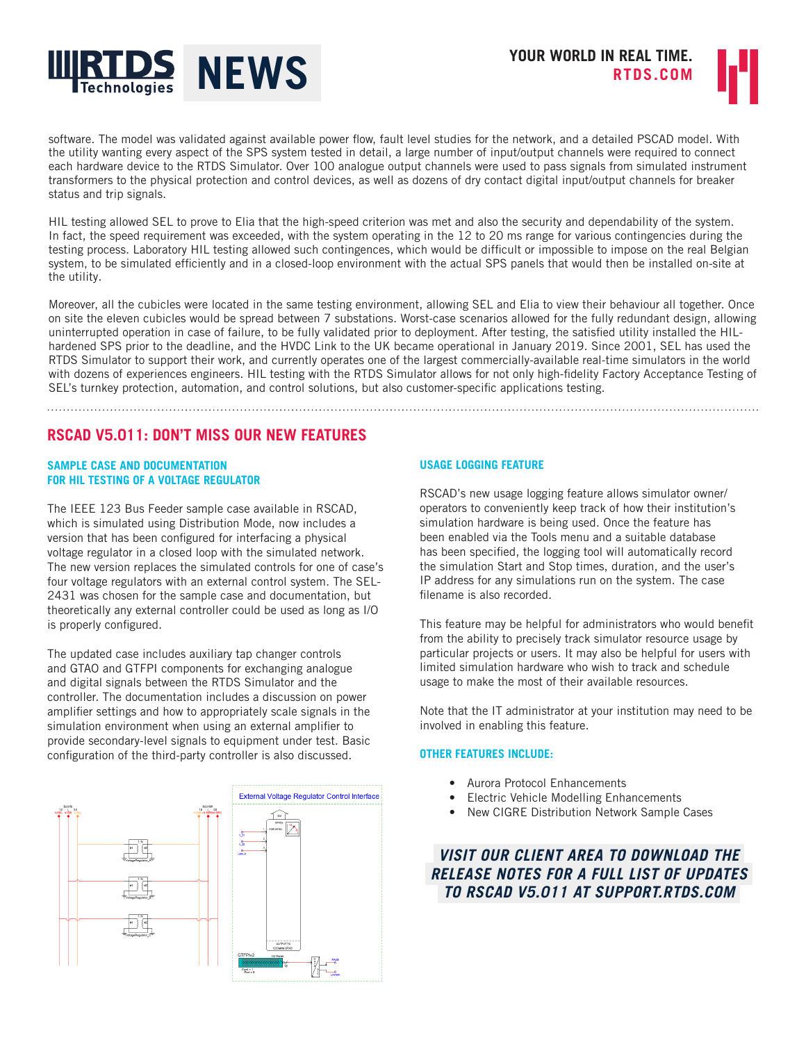software. The model was validated against available power flow, fault level studies for the network, and a detailed PSCAD model. With the utility wanting every aspect of the SPS system tested in detail, a large number of input/output channels were required to connect each hardware device to the RTDS Simulator. Over 100 analogue output channels were used to pass signals from simulated instrument transformers to the physical protection and control devices, as well as dozens of dry contact digital input/output channels for breaker status and trip signals.

HIL testing allowed SEL to prove to Elia that the high-speed criterion was met and also the security and dependability of the system. In fact, the speed requirement was exceeded, with the system operating in the 12 to 20 ms range for various contingencies during the testing process. Laboratory HIL testing allowed such contingences, which would be difficult or impossible to impose on the real Belgian system, to be simulated efficiently and in a closed-loop environment with the actual SPS panels that would then be installed on-site at the utility.

Moreover, all the cubicles were located in the same testing environment, allowing SEL and Elia to view their behaviour all together. Once on site the eleven cubicles would be spread between 7 substations. Worst-case scenarios allowed for the fully redundant design, allowing uninterrupted operation in case of failure, to be fully validated prior to deployment. After testing, the satisfied utility installed the HIL-hardened SPS prior to the deadline, and the HVDC Link to the UK became operational in January 2019. Since 2001, SEL has used the RTDS Simulator to support their work, and currently operates one of the largest commercially-available real-time simulators in the world with dozens of experiences engineers. HIL testing with the RTDS Simulator allows for not only high-fidelity Factory Acceptance Testing of SEL's turnkey protection, automation, and control solutions, but also customer-specific applications testing.

## RSCAD V5.011: DON'T MISS OUR NEW FEATURES

### SAMPLE CASE AND DOCUMENTATION FOR HIL TESTING OF A VOLTAGE REGULATOR

The IEEE 123 Bus Feeder sample case available in RSCAD, which is simulated using Distribution Mode, now includes a version that has been configured for interfacing a physical voltage regulator in a closed loop with the simulated network. The new version replaces the simulated controls for one of case's four voltage regulators with an external control system. The SEL-2431 was chosen for the sample case and documentation, but theoretically any external controller could be used as long as I/O is properly configured.

The updated case includes auxiliary tap changer controls and GTAO and GTFPI components for exchanging analogue and digital signals between the RTDS Simulator and the controller. The documentation includes a discussion on power amplifier settings and how to appropriately scale signals in the simulation environment when using an external amplifier to provide secondary-level signals to equipment under test. Basic configuration of the third-party controller is also discussed.

External Voltage Regulator Control Interface

### USAGE LOGGING FEATURE

RSCAD's new usage logging feature allows simulator owner/operators to conveniently keep track of how their institution's simulation hardware is being used. Once the feature has been enabled via the Tools menu and a suitable database has been specified, the logging tool will automatically record the simulation Start and Stop times, duration, and the user's IP address for any simulations run on the system. The case filename is also recorded.

This feature may be helpful for administrators who would benefit from the ability to precisely track simulator resource usage by particular projects or users. It may also be helpful for users with limited simulation hardware who wish to track and schedule usage to make the most of their available resources.

Note that the IT administrator at your institution may need to be involved in enabling this feature.

### OTHER FEATURES INCLUDE:

- Aurora Protocol Enhancements
- Electric Vehicle Modelling Enhancements
- New CIGRE Distribution Network Sample Cases

***VISIT OUR CLIENT AREA TO DOWNLOAD THE RELEASE NOTES FOR A FULL LIST OF UPDATES TO RSCAD V5.011 AT SUPPORT.RTDS.COM***